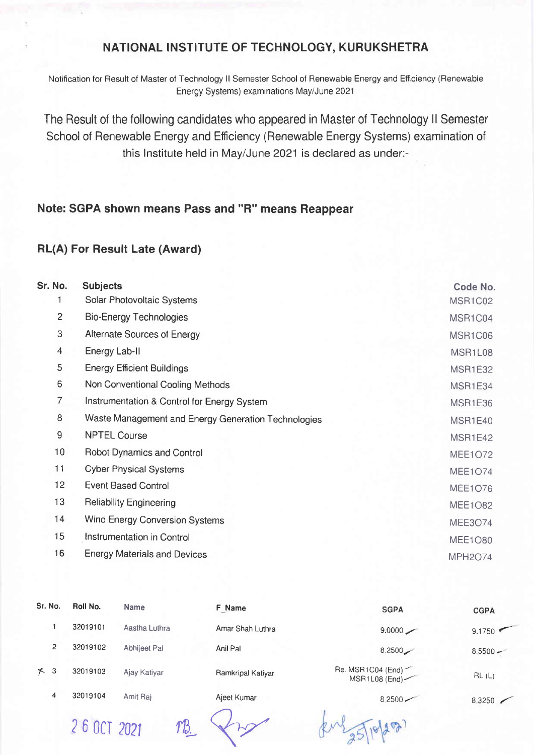# NATIONAL INSTITUTE OF TECHNOLOGY, KURUKSHETRA

Notification for Result of Master of Technology II Semester School of Renewable Energy and Efficiency (Renewable Energy Systems) examinations May/June 2021

The Result of the following candidates who appeared in Master of Technology II Semester School of Renewable Energy and Efficiency (Renewable Energy Systems) examination of this Institute held in May/June 2021 is declared as under:-

**Note: SGPA shown means Pass and "R" means Reappear**

**RL(A) For Result Late (Award)**

| Sr. No. | Subjects | Code No. |
|---|---|---|
| 1 | Solar Photovoltaic Systems | MSR1C02 |
| 2 | Bio-Energy Technologies | MSR1C04 |
| 3 | Alternate Sources of Energy | MSR1C06 |
| 4 | Energy Lab-II | MSR1L08 |
| 5 | Energy Efficient Buildings | MSR1E32 |
| 6 | Non Conventional Cooling Methods | MSR1E34 |
| 7 | Instrumentation & Control for Energy System | MSR1E36 |
| 8 | Waste Management and Energy Generation Technologies | MSR1E40 |
| 9 | NPTEL Course | MSR1E42 |
| 10 | Robot Dynamics and Control | MEE1O72 |
| 11 | Cyber Physical Systems | MEE1O74 |
| 12 | Event Based Control | MEE1O76 |
| 13 | Reliability Engineering | MEE1O82 |
| 14 | Wind Energy Conversion Systems | MEE3O74 |
| 15 | Instrumentation in Control | MEE1O80 |
| 16 | Energy Materials and Devices | MPH2O74 |

| Sr. No. | Roll No. | Name | F_Name | SGPA | CGPA |
|---|---|---|---|---|---|
| 1 | 32019101 | Aastha Luthra | Amar Shah Luthra | 9.0000 | 9.1750 |
| 2 | 32019102 | Abhijeet Pal | Anil Pal | 8.2500 | 8.5500 |
| 3 | 32019103 | Ajay Katiyar | Ramkripal Katiyar | Re. MSR1C04 (End) MSR1L08 (End) | RL (L) |
| 4 | 32019104 | Amit Raj | Ajeet Kumar | 8.2500 | 8.3250 |

26 OCT 2021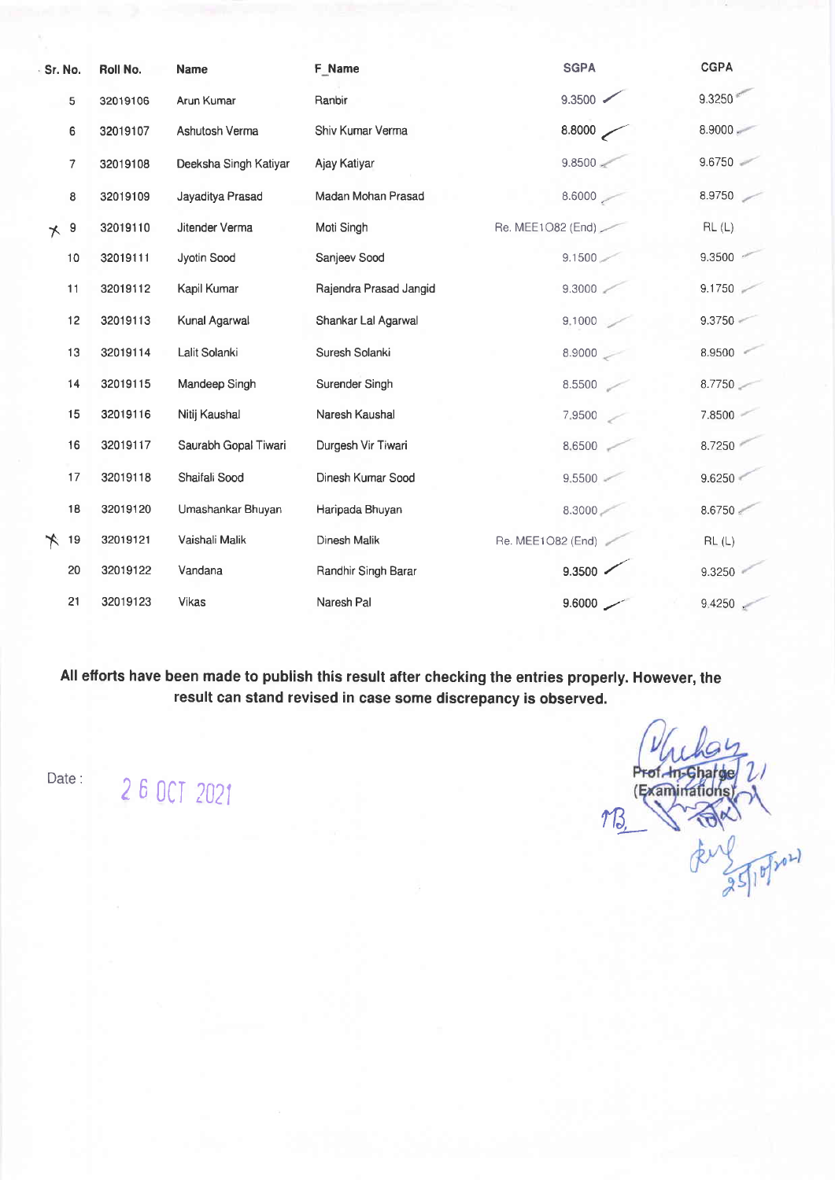| Sr. No. | Roll No. | Name | F_Name | SGPA | CGPA |
|---|---|---|---|---|---|
| 5 | 32019106 | Arun Kumar | Ranbir | 9.3500 | 9.3250 |
| 6 | 32019107 | Ashutosh Verma | Shiv Kumar Verma | 8.8000 | 8.9000 |
| 7 | 32019108 | Deeksha Singh Katiyar | Ajay Katiyar | 9.8500 | 9.6750 |
| 8 | 32019109 | Jayaditya Prasad | Madan Mohan Prasad | 8.6000 | 8.9750 |
| 9 | 32019110 | Jitender Verma | Moti Singh | Re. MEE1O82 (End) | RL (L) |
| 10 | 32019111 | Jyotin Sood | Sanjeev Sood | 9.1500 | 9.3500 |
| 11 | 32019112 | Kapil Kumar | Rajendra Prasad Jangid | 9.3000 | 9.1750 |
| 12 | 32019113 | Kunal Agarwal | Shankar Lal Agarwal | 9.1000 | 9.3750 |
| 13 | 32019114 | Lalit Solanki | Suresh Solanki | 8.9000 | 8.9500 |
| 14 | 32019115 | Mandeep Singh | Surender Singh | 8.5500 | 8.7750 |
| 15 | 32019116 | Nitij Kaushal | Naresh Kaushal | 7.9500 | 7.8500 |
| 16 | 32019117 | Saurabh Gopal Tiwari | Durgesh Vir Tiwari | 8.6500 | 8.7250 |
| 17 | 32019118 | Shaifali Sood | Dinesh Kumar Sood | 9.5500 | 9.6250 |
| 18 | 32019120 | Umashankar Bhuyan | Haripada Bhuyan | 8.3000 | 8.6750 |
| 19 | 32019121 | Vaishali Malik | Dinesh Malik | Re. MEE1O82 (End) | RL (L) |
| 20 | 32019122 | Vandana | Randhir Singh Barar | 9.3500 | 9.3250 |
| 21 | 32019123 | Vikas | Naresh Pal | 9.6000 | 9.4250 |

**All efforts have been made to publish this result after checking the entries properly. However, the result can stand revised in case some discrepancy is observed.**

Date : 26 OCT 2021

Prof. In-Charge (Examinations)